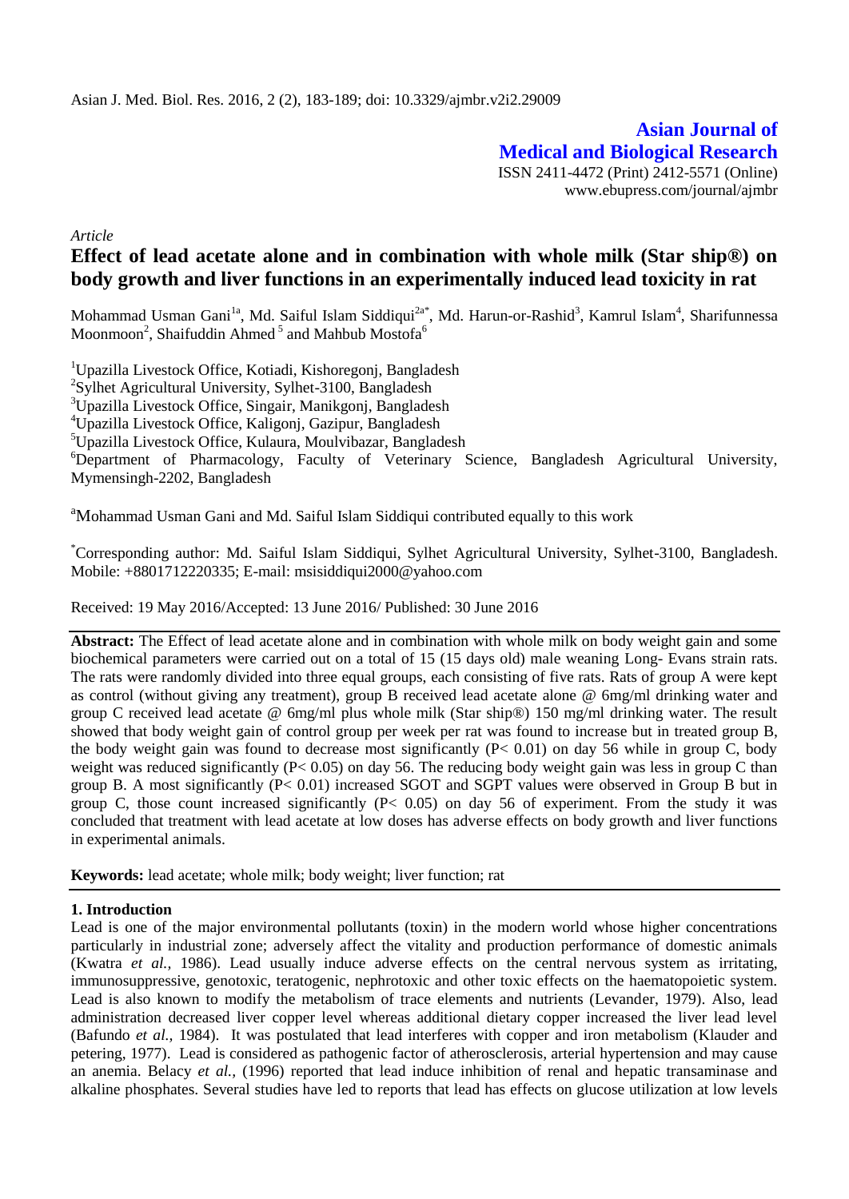**Asian Journal of Medical and Biological Research**

ISSN 2411-4472 (Print) 2412-5571 (Online)
www.ebupress.com/journal/ajmbr

*Article*

# Effect of lead acetate alone and in combination with whole milk (Star ship®) on body growth and liver functions in an experimentally induced lead toxicity in rat

Mohammad Usman Gani[1a], Md. Saiful Islam Siddiqui[2a*], Md. Harun-or-Rashid[3], Kamrul Islam[4], Sharifunnessa Moonmoon[2], Shaifuddin Ahmed[5] and Mahbub Mostofa[6]

[1]Upazilla Livestock Office, Kotiadi, Kishoregonj, Bangladesh
[2]Sylhet Agricultural University, Sylhet-3100, Bangladesh
[3]Upazilla Livestock Office, Singair, Manikgonj, Bangladesh
[4]Upazilla Livestock Office, Kaligonj, Gazipur, Bangladesh
[5]Upazilla Livestock Office, Kulaura, Moulvibazar, Bangladesh
[6]Department of Pharmacology, Faculty of Veterinary Science, Bangladesh Agricultural University, Mymensingh-2202, Bangladesh

[a]Mohammad Usman Gani and Md. Saiful Islam Siddiqui contributed equally to this work

[*]Corresponding author: Md. Saiful Islam Siddiqui, Sylhet Agricultural University, Sylhet-3100, Bangladesh. Mobile: +8801712220335; E-mail: msisiddiqui2000@yahoo.com

Received: 19 May 2016/Accepted: 13 June 2016/ Published: 30 June 2016

**Abstract:** The Effect of lead acetate alone and in combination with whole milk on body weight gain and some biochemical parameters were carried out on a total of 15 (15 days old) male weaning Long- Evans strain rats. The rats were randomly divided into three equal groups, each consisting of five rats. Rats of group A were kept as control (without giving any treatment), group B received lead acetate alone @ 6mg/ml drinking water and group C received lead acetate @ 6mg/ml plus whole milk (Star ship®) 150 mg/ml drinking water. The result showed that body weight gain of control group per week per rat was found to increase but in treated group B, the body weight gain was found to decrease most significantly ($P < 0.01$) on day 56 while in group C, body weight was reduced significantly ($P < 0.05$) on day 56. The reducing body weight gain was less in group C than group B. A most significantly ($P < 0.01$) increased SGOT and SGPT values were observed in Group B but in group C, those count increased significantly ($P < 0.05$) on day 56 of experiment. From the study it was concluded that treatment with lead acetate at low doses has adverse effects on body growth and liver functions in experimental animals.

**Keywords:** lead acetate; whole milk; body weight; liver function; rat

## 1. Introduction

Lead is one of the major environmental pollutants (toxin) in the modern world whose higher concentrations particularly in industrial zone; adversely affect the vitality and production performance of domestic animals (Kwatra *et al.,* 1986). Lead usually induce adverse effects on the central nervous system as irritating, immunosuppressive, genotoxic, teratogenic, nephrotoxic and other toxic effects on the haematopoietic system. Lead is also known to modify the metabolism of trace elements and nutrients (Levander, 1979). Also, lead administration decreased liver copper level whereas additional dietary copper increased the liver lead level (Bafundo *et al.*, 1984). It was postulated that lead interferes with copper and iron metabolism (Klauder and petering, 1977). Lead is considered as pathogenic factor of atherosclerosis, arterial hypertension and may cause an anemia. Belacy *et al.,* (1996) reported that lead induce inhibition of renal and hepatic transaminase and alkaline phosphates. Several studies have led to reports that lead has effects on glucose utilization at low levels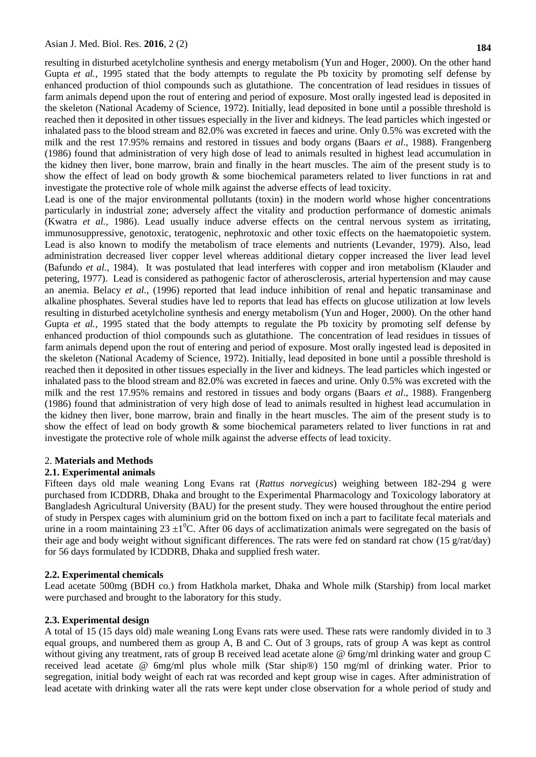resulting in disturbed acetylcholine synthesis and energy metabolism (Yun and Hoger, 2000). On the other hand Gupta *et al.,* 1995 stated that the body attempts to regulate the Pb toxicity by promoting self defense by enhanced production of thiol compounds such as glutathione. The concentration of lead residues in tissues of farm animals depend upon the rout of entering and period of exposure. Most orally ingested lead is deposited in the skeleton (National Academy of Science, 1972). Initially, lead deposited in bone until a possible threshold is reached then it deposited in other tissues especially in the liver and kidneys. The lead particles which ingested or inhalated pass to the blood stream and 82.0% was excreted in faeces and urine. Only 0.5% was excreted with the milk and the rest 17.95% remains and restored in tissues and body organs (Baars *et al*., 1988). Frangenberg (1986) found that administration of very high dose of lead to animals resulted in highest lead accumulation in the kidney then liver, bone marrow, brain and finally in the heart muscles. The aim of the present study is to show the effect of lead on body growth & some biochemical parameters related to liver functions in rat and investigate the protective role of whole milk against the adverse effects of lead toxicity.

Lead is one of the major environmental pollutants (toxin) in the modern world whose higher concentrations particularly in industrial zone; adversely affect the vitality and production performance of domestic animals (Kwatra *et al.,* 1986). Lead usually induce adverse effects on the central nervous system as irritating, immunosuppressive, genotoxic, teratogenic, nephrotoxic and other toxic effects on the haematopoietic system. Lead is also known to modify the metabolism of trace elements and nutrients (Levander, 1979). Also, lead administration decreased liver copper level whereas additional dietary copper increased the liver lead level (Bafundo *et al.,* 1984). It was postulated that lead interferes with copper and iron metabolism (Klauder and petering, 1977). Lead is considered as pathogenic factor of atherosclerosis, arterial hypertension and may cause an anemia. Belacy *et al.,* (1996) reported that lead induce inhibition of renal and hepatic transaminase and alkaline phosphates. Several studies have led to reports that lead has effects on glucose utilization at low levels resulting in disturbed acetylcholine synthesis and energy metabolism (Yun and Hoger, 2000). On the other hand Gupta *et al.,* 1995 stated that the body attempts to regulate the Pb toxicity by promoting self defense by enhanced production of thiol compounds such as glutathione. The concentration of lead residues in tissues of farm animals depend upon the rout of entering and period of exposure. Most orally ingested lead is deposited in the skeleton (National Academy of Science, 1972). Initially, lead deposited in bone until a possible threshold is reached then it deposited in other tissues especially in the liver and kidneys. The lead particles which ingested or inhalated pass to the blood stream and 82.0% was excreted in faeces and urine. Only 0.5% was excreted with the milk and the rest 17.95% remains and restored in tissues and body organs (Baars *et al*., 1988). Frangenberg (1986) found that administration of very high dose of lead to animals resulted in highest lead accumulation in the kidney then liver, bone marrow, brain and finally in the heart muscles. The aim of the present study is to show the effect of lead on body growth & some biochemical parameters related to liver functions in rat and investigate the protective role of whole milk against the adverse effects of lead toxicity.

## 2. **Materials and Methods**

### 2.1. Experimental animals

Fifteen days old male weaning Long Evans rat (*Rattus norvegicus*) weighing between 182-294 g were purchased from ICDDRB, Dhaka and brought to the Experimental Pharmacology and Toxicology laboratory at Bangladesh Agricultural University (BAU) for the present study. They were housed throughout the entire period of study in Perspex cages with aluminium grid on the bottom fixed on inch a part to facilitate fecal materials and urine in a room maintaining 23 $\pm 1^0$C. After 06 days of acclimatization animals were segregated on the basis of their age and body weight without significant differences. The rats were fed on standard rat chow (15 g/rat/day) for 56 days formulated by ICDDRB, Dhaka and supplied fresh water.

### 2.2. Experimental chemicals

Lead acetate 500mg (BDH co.) from Hatkhola market, Dhaka and Whole milk (Starship) from local market were purchased and brought to the laboratory for this study.

### 2.3. Experimental design

A total of 15 (15 days old) male weaning Long Evans rats were used. These rats were randomly divided in to 3 equal groups, and numbered them as group A, B and C. Out of 3 groups, rats of group A was kept as control without giving any treatment, rats of group B received lead acetate alone @ 6mg/ml drinking water and group C received lead acetate @ 6mg/ml plus whole milk (Star ship®) 150 mg/ml of drinking water. Prior to segregation, initial body weight of each rat was recorded and kept group wise in cages. After administration of lead acetate with drinking water all the rats were kept under close observation for a whole period of study and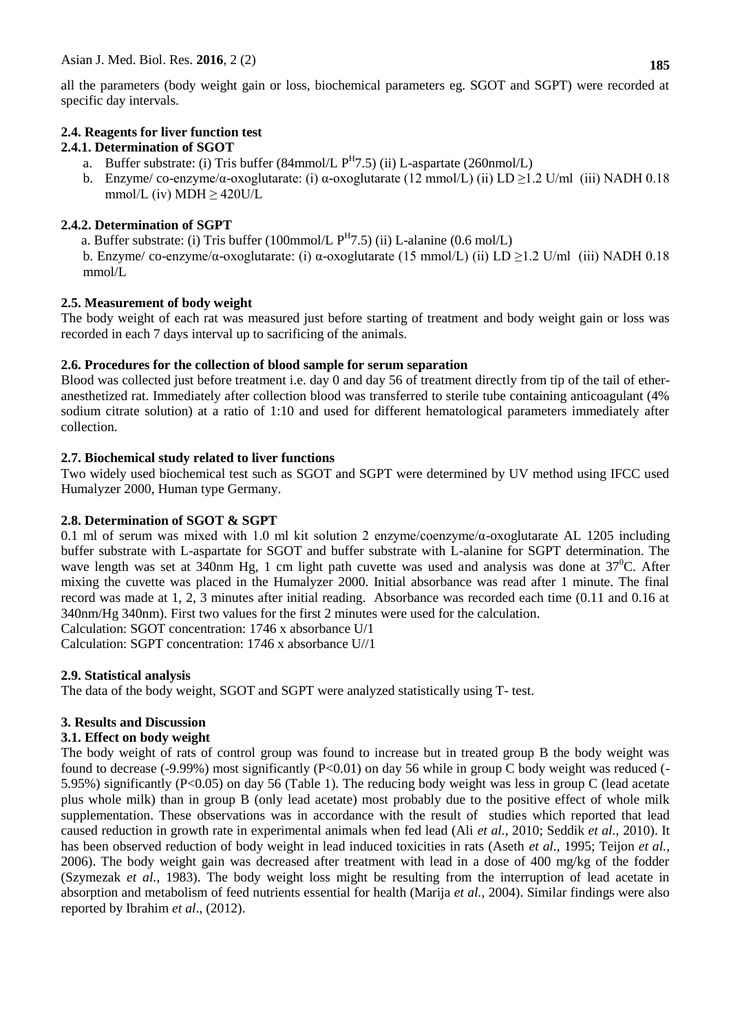all the parameters (body weight gain or loss, biochemical parameters eg. SGOT and SGPT) were recorded at specific day intervals.

### 2.4. Reagents for liver function test

#### 2.4.1. Determination of SGOT

a. Buffer substrate: (i) Tris buffer (84mmol/L $P^H$7.5) (ii) L-aspartate (260nmol/L)

b. Enzyme/ co-enzyme/α-oxoglutarate: (i) α-oxoglutarate (12 mmol/L) (ii) LD ≥1.2 U/ml (iii) NADH 0.18 mmol/L (iv) MDH ≥ 420U/L

#### 2.4.2. Determination of SGPT

a. Buffer substrate: (i) Tris buffer (100mmol/L $P^H$7.5) (ii) L-alanine (0.6 mol/L)

b. Enzyme/ co-enzyme/α-oxoglutarate: (i) α-oxoglutarate (15 mmol/L) (ii) LD ≥1.2 U/ml (iii) NADH 0.18 mmol/L

### 2.5. Measurement of body weight

The body weight of each rat was measured just before starting of treatment and body weight gain or loss was recorded in each 7 days interval up to sacrificing of the animals.

### 2.6. Procedures for the collection of blood sample for serum separation

Blood was collected just before treatment i.e. day 0 and day 56 of treatment directly from tip of the tail of ether-anesthetized rat. Immediately after collection blood was transferred to sterile tube containing anticoagulant (4% sodium citrate solution) at a ratio of 1:10 and used for different hematological parameters immediately after collection.

### 2.7. Biochemical study related to liver functions

Two widely used biochemical test such as SGOT and SGPT were determined by UV method using IFCC used Humalyzer 2000, Human type Germany.

### 2.8. Determination of SGOT & SGPT

0.1 ml of serum was mixed with 1.0 ml kit solution 2 enzyme/coenzyme/α-oxoglutarate AL 1205 including buffer substrate with L-aspartate for SGOT and buffer substrate with L-alanine for SGPT determination. The wave length was set at 340nm Hg, 1 cm light path cuvette was used and analysis was done at $37^0$C. After mixing the cuvette was placed in the Humalyzer 2000. Initial absorbance was read after 1 minute. The final record was made at 1, 2, 3 minutes after initial reading. Absorbance was recorded each time (0.11 and 0.16 at 340nm/Hg 340nm). First two values for the first 2 minutes were used for the calculation.

Calculation: SGOT concentration: 1746 x absorbance U/1

Calculation: SGPT concentration: 1746 x absorbance U//1

### 2.9. Statistical analysis

The data of the body weight, SGOT and SGPT were analyzed statistically using T- test.

## 3. Results and Discussion

### 3.1. Effect on body weight

The body weight of rats of control group was found to increase but in treated group B the body weight was found to decrease (-9.99%) most significantly ($P<0.01$) on day 56 while in group C body weight was reduced (-5.95%) significantly ($P<0.05$) on day 56 (Table 1). The reducing body weight was less in group C (lead acetate plus whole milk) than in group B (only lead acetate) most probably due to the positive effect of whole milk supplementation. These observations was in accordance with the result of studies which reported that lead caused reduction in growth rate in experimental animals when fed lead (Ali *et al.,* 2010; Seddik *et al.,* 2010). It has been observed reduction of body weight in lead induced toxicities in rats (Aseth *et al.,* 1995; Teijon *et al.,* 2006). The body weight gain was decreased after treatment with lead in a dose of 400 mg/kg of the fodder (Szymezak *et al.,* 1983). The body weight loss might be resulting from the interruption of lead acetate in absorption and metabolism of feed nutrients essential for health (Marija *et al.,* 2004). Similar findings were also reported by Ibrahim *et al*., (2012).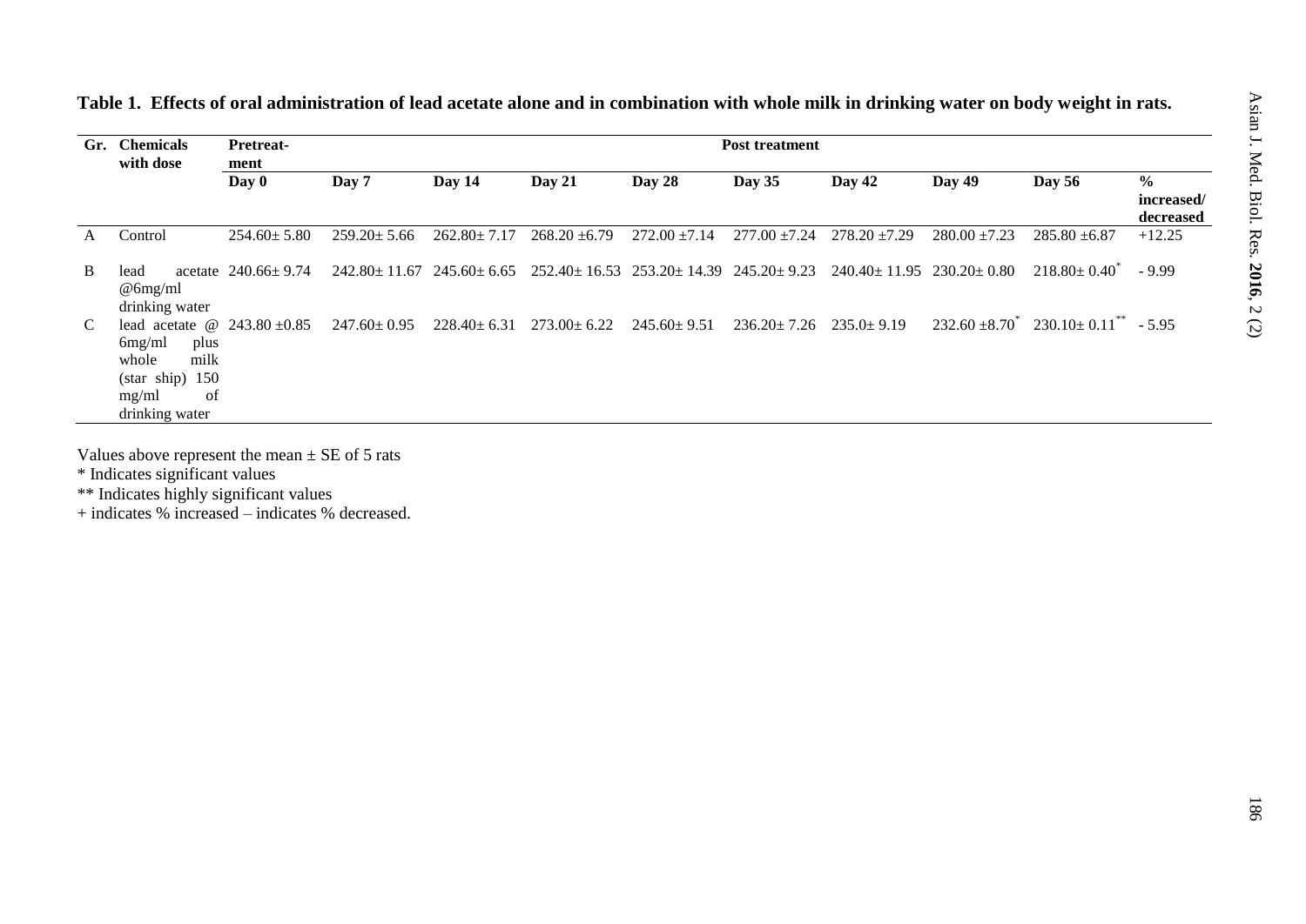**Table 1. Effects of oral administration of lead acetate alone and in combination with whole milk in drinking water on body weight in rats.**

| Gr. | Chemicals with dose | Pretreat-ment | Post treatment | | | | | | | | |
|---|---|---|---|---|---|---|---|---|---|---|---|
| | | Day 0 | Day 7 | Day 14 | Day 21 | Day 28 | Day 35 | Day 42 | Day 49 | Day 56 | % increased/ decreased |
| A | Control | 254.60± 5.80 | 259.20± 5.66 | 262.80± 7.17 | 268.20 ±6.79 | 272.00 ±7.14 | 277.00 ±7.24 | 278.20 ±7.29 | 280.00 ±7.23 | 285.80 ±6.87 | +12.25 |
| B | lead acetate @6mg/ml drinking water | 240.66± 9.74 | 242.80± 11.67 | 245.60± 6.65 | 252.40± 16.53 | 253.20± 14.39 | 245.20± 9.23 | 240.40± 11.95 | 230.20± 0.80 | 218.80± 0.40* | - 9.99 |
| C | lead acetate @ 6mg/ml plus whole milk (star ship) 150 mg/ml of drinking water | 243.80 ±0.85 | 247.60± 0.95 | 228.40± 6.31 | 273.00± 6.22 | 245.60± 9.51 | 236.20± 7.26 | 235.0± 9.19 | 232.60 ±8.70* | 230.10± 0.11** | - 5.95 |

Values above represent the mean ± SE of 5 rats

\* Indicates significant values

\*\* Indicates highly significant values

\+ indicates % increased – indicates % decreased.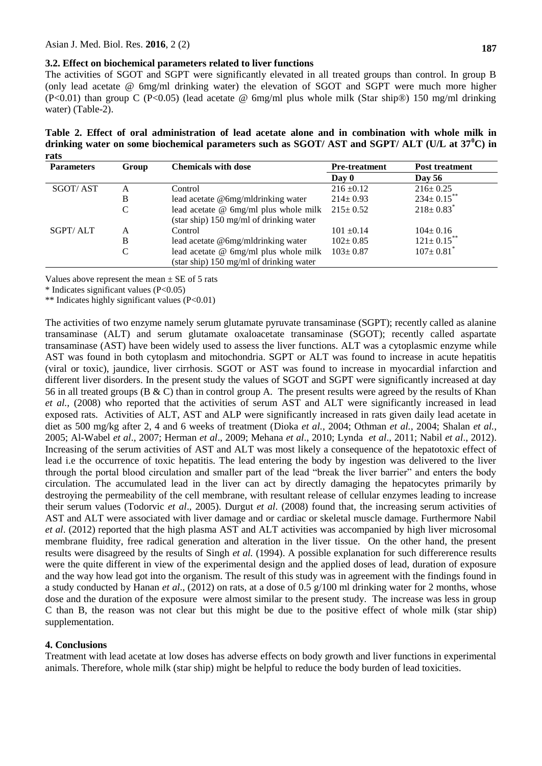### 3.2. Effect on biochemical parameters related to liver functions

The activities of SGOT and SGPT were significantly elevated in all treated groups than control. In group B (only lead acetate @ 6mg/ml drinking water) the elevation of SGOT and SGPT were much more higher ($P<0.01$) than group C ($P<0.05$) (lead acetate @ 6mg/ml plus whole milk (Star ship®) 150 mg/ml drinking water) (Table-2).

**Table 2. Effect of oral administration of lead acetate alone and in combination with whole milk in drinking water on some biochemical parameters such as SGOT/ AST and SGPT/ ALT (U/L at $37^0$C) in rats**

| Parameters | Group | Chemicals with dose | Pre-treatment | Post treatment |
|---|---|---|---|---|
| | | | Day 0 | Day 56 |
| SGOT/ AST | A | Control | 216 ±0.12 | 216± 0.25 |
| | B | lead acetate @6mg/mldrinking water | 214± 0.93 | 234± 0.15** |
| | C | lead acetate @ 6mg/ml plus whole milk (star ship) 150 mg/ml of drinking water | 215± 0.52 | 218± 0.83* |
| SGPT/ ALT | A | Control | 101 ±0.14 | 104± 0.16 |
| | B | lead acetate @6mg/mldrinking water | 102± 0.85 | 121± 0.15** |
| | C | lead acetate @ 6mg/ml plus whole milk (star ship) 150 mg/ml of drinking water | 103± 0.87 | 107± 0.81* |

Values above represent the mean ± SE of 5 rats

* Indicates significant values ($P<0.05$)

** Indicates highly significant values ($P<0.01$)

The activities of two enzyme namely serum glutamate pyruvate transaminase (SGPT); recently called as alanine transaminase (ALT) and serum glutamate oxaloacetate transaminase (SGOT); recently called aspartate transaminase (AST) have been widely used to assess the liver functions. ALT was a cytoplasmic enzyme while AST was found in both cytoplasm and mitochondria. SGPT or ALT was found to increase in acute hepatitis (viral or toxic), jaundice, liver cirrhosis. SGOT or AST was found to increase in myocardial infarction and different liver disorders. In the present study the values of SGOT and SGPT were significantly increased at day 56 in all treated groups (B & C) than in control group A. The present results were agreed by the results of Khan *et al.,* (2008) who reported that the activities of serum AST and ALT were significantly increased in lead exposed rats. Activities of ALT, AST and ALP were significantly increased in rats given daily lead acetate in diet as 500 mg/kg after 2, 4 and 6 weeks of treatment (Dioka *et al.,* 2004; Othman *et al.,* 2004; Shalan *et al.,* 2005; Al-Wabel *et al*., 2007; Herman *et al*., 2009; Mehana *et al*., 2010; Lynda *et al*., 2011; Nabil *et al*., 2012). Increasing of the serum activities of AST and ALT was most likely a consequence of the hepatotoxic effect of lead i.e the occurrence of toxic hepatitis. The lead entering the body by ingestion was delivered to the liver through the portal blood circulation and smaller part of the lead "break the liver barrier" and enters the body circulation. The accumulated lead in the liver can act by directly damaging the hepatocytes primarily by destroying the permeability of the cell membrane, with resultant release of cellular enzymes leading to increase their serum values (Todorvic *et al*., 2005). Durgut *et al*. (2008) found that, the increasing serum activities of AST and ALT were associated with liver damage and or cardiac or skeletal muscle damage. Furthermore Nabil *et al*. (2012) reported that the high plasma AST and ALT activities was accompanied by high liver microsomal membrane fluidity, free radical generation and alteration in the liver tissue. On the other hand, the present results were disagreed by the results of Singh *et al.* (1994). A possible explanation for such differerence results were the quite different in view of the experimental design and the applied doses of lead, duration of exposure and the way how lead got into the organism. The result of this study was in agreement with the findings found in a study conducted by Hanan *et al*., (2012) on rats, at a dose of 0.5 g/100 ml drinking water for 2 months, whose dose and the duration of the exposure were almost similar to the present study. The increase was less in group C than B, the reason was not clear but this might be due to the positive effect of whole milk (star ship) supplementation.

## 4. Conclusions

Treatment with lead acetate at low doses has adverse effects on body growth and liver functions in experimental animals. Therefore, whole milk (star ship) might be helpful to reduce the body burden of lead toxicities.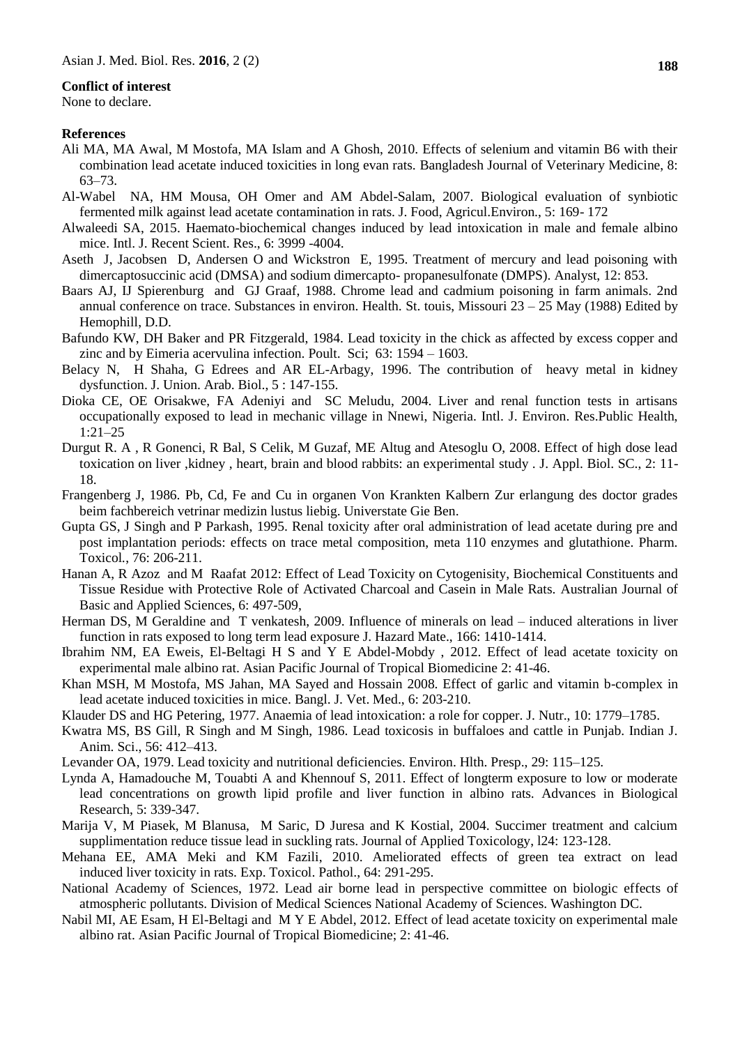**Conflict of interest**

None to declare.

**References**

Ali MA, MA Awal, M Mostofa, MA Islam and A Ghosh, 2010. Effects of selenium and vitamin B6 with their combination lead acetate induced toxicities in long evan rats. Bangladesh Journal of Veterinary Medicine, 8: 63–73.

Al-Wabel NA, HM Mousa, OH Omer and AM Abdel-Salam, 2007. Biological evaluation of synbiotic fermented milk against lead acetate contamination in rats. J. Food, Agricul.Environ., 5: 169- 172

Alwaleedi SA, 2015. Haemato-biochemical changes induced by lead intoxication in male and female albino mice. Intl. J. Recent Scient. Res., 6: 3999 -4004.

Aseth J, Jacobsen D, Andersen O and Wickstron E, 1995. Treatment of mercury and lead poisoning with dimercaptosuccinic acid (DMSA) and sodium dimercapto- propanesulfonate (DMPS). Analyst, 12: 853.

Baars AJ, IJ Spierenburg and GJ Graaf, 1988. Chrome lead and cadmium poisoning in farm animals. 2nd annual conference on trace. Substances in environ. Health. St. touis, Missouri 23 – 25 May (1988) Edited by Hemophill, D.D.

Bafundo KW, DH Baker and PR Fitzgerald, 1984. Lead toxicity in the chick as affected by excess copper and zinc and by Eimeria acervulina infection. Poult. Sci; 63: 1594 – 1603.

Belacy N, H Shaha, G Edrees and AR EL-Arbagy, 1996. The contribution of heavy metal in kidney dysfunction. J. Union. Arab. Biol., 5 : 147-155.

Dioka CE, OE Orisakwe, FA Adeniyi and SC Meludu, 2004. Liver and renal function tests in artisans occupationally exposed to lead in mechanic village in Nnewi, Nigeria. Intl. J. Environ. Res.Public Health, 1:21–25

Durgut R. A , R Gonenci, R Bal, S Celik, M Guzaf, ME Altug and Atesoglu O, 2008. Effect of high dose lead toxication on liver ,kidney , heart, brain and blood rabbits: an experimental study . J. Appl. Biol. SC., 2: 11-18.

Frangenberg J, 1986. Pb, Cd, Fe and Cu in organen Von Krankten Kalbern Zur erlangung des doctor grades beim fachbereich vetrinar medizin lustus liebig. Universtate Gie Ben.

Gupta GS, J Singh and P Parkash, 1995. Renal toxicity after oral administration of lead acetate during pre and post implantation periods: effects on trace metal composition, meta 110 enzymes and glutathione. Pharm. Toxicol., 76: 206-211.

Hanan A, R Azoz and M Raafat 2012: Effect of Lead Toxicity on Cytogenisity, Biochemical Constituents and Tissue Residue with Protective Role of Activated Charcoal and Casein in Male Rats. Australian Journal of Basic and Applied Sciences, 6: 497-509,

Herman DS, M Geraldine and T venkatesh, 2009. Influence of minerals on lead – induced alterations in liver function in rats exposed to long term lead exposure J. Hazard Mate., 166: 1410-1414.

Ibrahim NM, EA Eweis, El-Beltagi H S and Y E Abdel-Mobdy , 2012. Effect of lead acetate toxicity on experimental male albino rat. Asian Pacific Journal of Tropical Biomedicine 2: 41-46.

Khan MSH, M Mostofa, MS Jahan, MA Sayed and Hossain 2008. Effect of garlic and vitamin b-complex in lead acetate induced toxicities in mice. Bangl. J. Vet. Med., 6: 203-210.

Klauder DS and HG Petering, 1977. Anaemia of lead intoxication: a role for copper. J. Nutr., 10: 1779–1785.

Kwatra MS, BS Gill, R Singh and M Singh, 1986. Lead toxicosis in buffaloes and cattle in Punjab. Indian J. Anim. Sci., 56: 412–413.

Levander OA, 1979. Lead toxicity and nutritional deficiencies. Environ. Hlth. Presp., 29: 115–125.

Lynda A, Hamadouche M, Touabti A and Khennouf S, 2011. Effect of longterm exposure to low or moderate lead concentrations on growth lipid profile and liver function in albino rats. Advances in Biological Research, 5: 339-347.

Marija V, M Piasek, M Blanusa, M Saric, D Juresa and K Kostial, 2004. Succimer treatment and calcium supplimentation reduce tissue lead in suckling rats. Journal of Applied Toxicology, l24: 123-128.

Mehana EE, AMA Meki and KM Fazili, 2010. Ameliorated effects of green tea extract on lead induced liver toxicity in rats. Exp. Toxicol. Pathol., 64: 291-295.

National Academy of Sciences, 1972. Lead air borne lead in perspective committee on biologic effects of atmospheric pollutants. Division of Medical Sciences National Academy of Sciences. Washington DC.

Nabil MI, AE Esam, H El-Beltagi and M Y E Abdel, 2012. Effect of lead acetate toxicity on experimental male albino rat. Asian Pacific Journal of Tropical Biomedicine; 2: 41-46.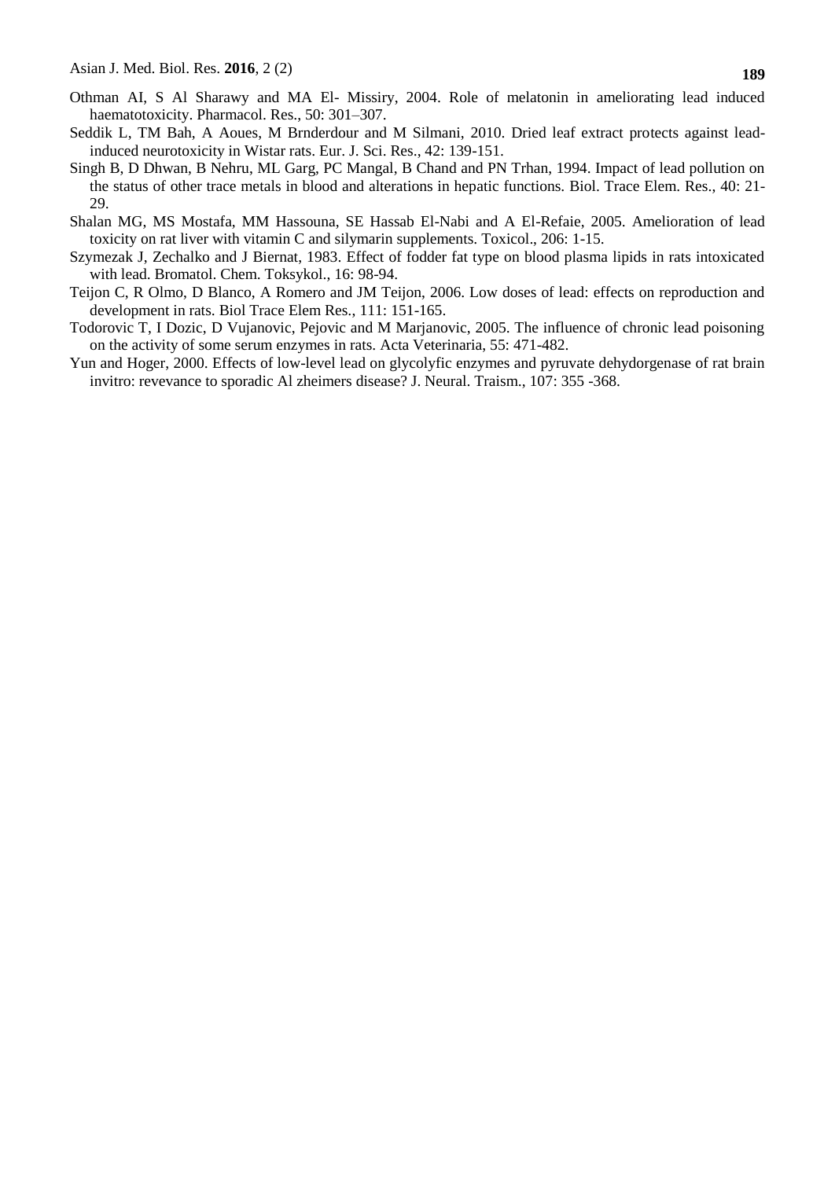Othman AI, S Al Sharawy and MA El- Missiry, 2004. Role of melatonin in ameliorating lead induced haematotoxicity. Pharmacol. Res., 50: 301–307.

Seddik L, TM Bah, A Aoues, M Brnderdour and M Silmani, 2010. Dried leaf extract protects against lead-induced neurotoxicity in Wistar rats. Eur. J. Sci. Res., 42: 139-151.

Singh B, D Dhwan, B Nehru, ML Garg, PC Mangal, B Chand and PN Trhan, 1994. Impact of lead pollution on the status of other trace metals in blood and alterations in hepatic functions. Biol. Trace Elem. Res., 40: 21-29.

Shalan MG, MS Mostafa, MM Hassouna, SE Hassab El-Nabi and A El-Refaie, 2005. Amelioration of lead toxicity on rat liver with vitamin C and silymarin supplements. Toxicol., 206: 1-15.

Szymezak J, Zechalko and J Biernat, 1983. Effect of fodder fat type on blood plasma lipids in rats intoxicated with lead. Bromatol. Chem. Toksykol., 16: 98-94.

Teijon C, R Olmo, D Blanco, A Romero and JM Teijon, 2006. Low doses of lead: effects on reproduction and development in rats. Biol Trace Elem Res., 111: 151-165.

Todorovic T, I Dozic, D Vujanovic, Pejovic and M Marjanovic, 2005. The influence of chronic lead poisoning on the activity of some serum enzymes in rats. Acta Veterinaria, 55: 471-482.

Yun and Hoger, 2000. Effects of low-level lead on glycolyfic enzymes and pyruvate dehydorgenase of rat brain invitro: revevance to sporadic Al zheimers disease? J. Neural. Traism., 107: 355 -368.